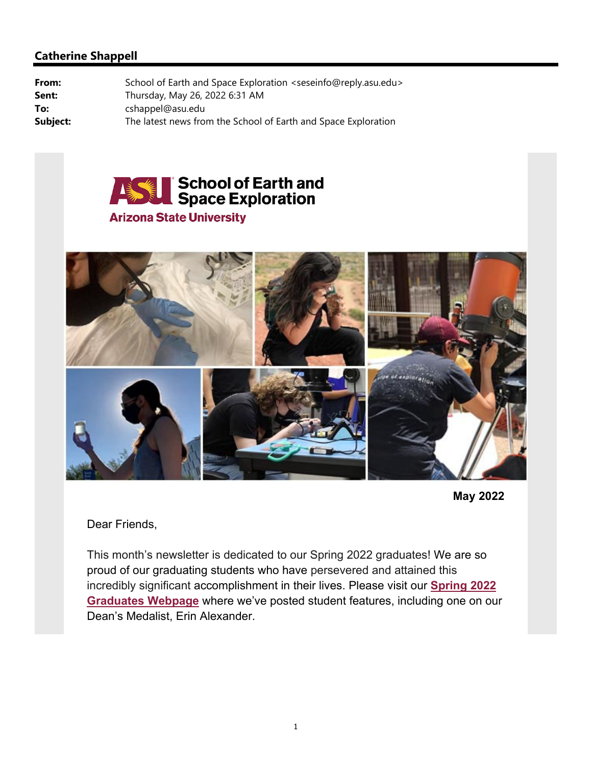## Catherine Shappell

**From:** School of Earth and Space Exploration <seseinfo@reply.asu.edu>
**Sent:** Thursday, May 26, 2022 6:31 AM
**To:** cshappel@asu.edu
**Subject:** The latest news from the School of Earth and Space Exploration

**ASU School of Earth and Space Exploration**
**Arizona State University**

**May 2022**

Dear Friends,

This month's newsletter is dedicated to our Spring 2022 graduates! We are so proud of our graduating students who have persevered and attained this incredibly significant accomplishment in their lives. Please visit our **Spring 2022 Graduates Webpage** where we've posted student features, including one on our Dean's Medalist, Erin Alexander.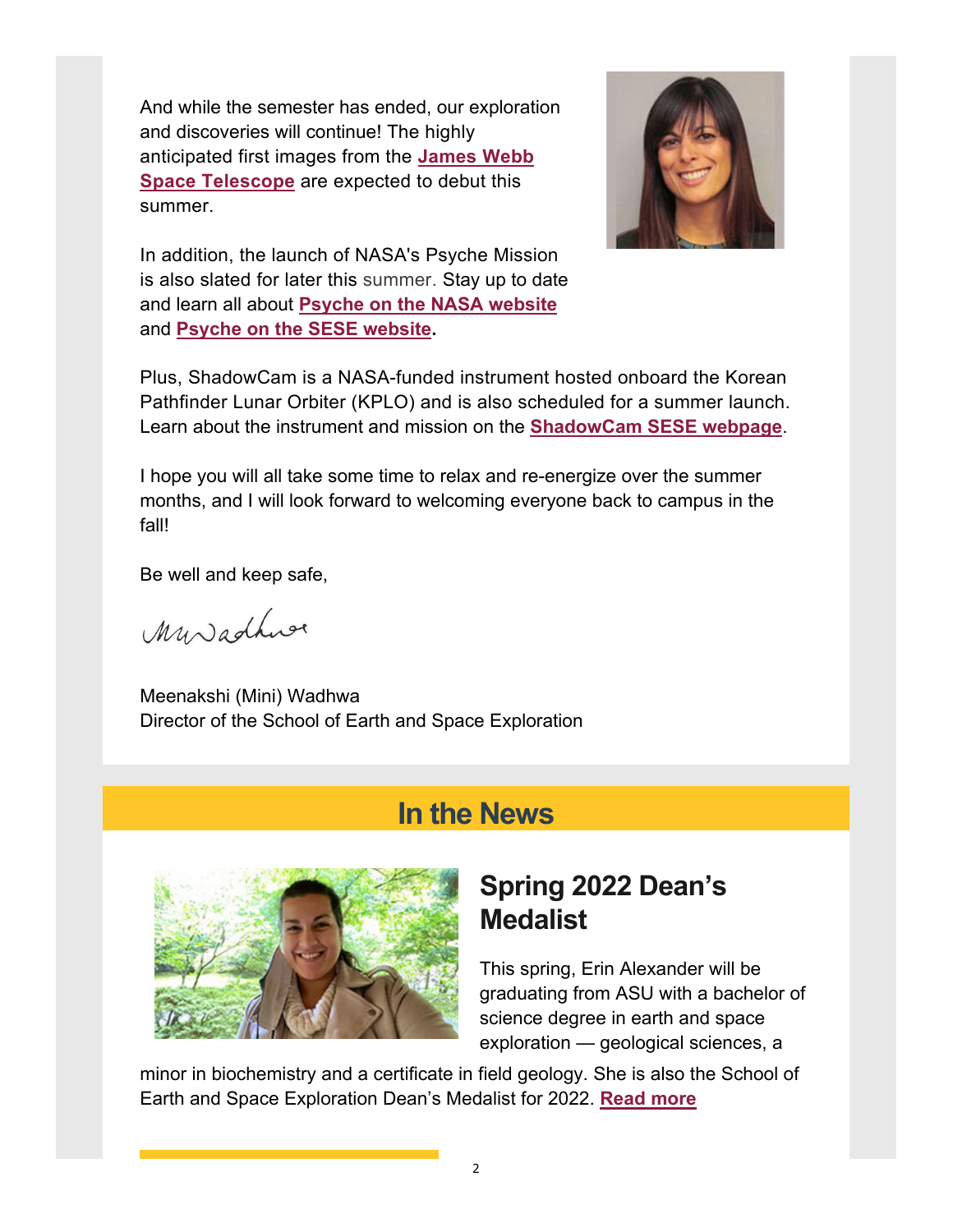And while the semester has ended, our exploration and discoveries will continue! The highly anticipated first images from the **James Webb Space Telescope** are expected to debut this summer.

In addition, the launch of NASA's Psyche Mission is also slated for later this summer. Stay up to date and learn all about **Psyche on the NASA website** and **Psyche on the SESE website**.

Plus, ShadowCam is a NASA-funded instrument hosted onboard the Korean Pathfinder Lunar Orbiter (KPLO) and is also scheduled for a summer launch. Learn about the instrument and mission on the **ShadowCam SESE webpage**.

I hope you will all take some time to relax and re-energize over the summer months, and I will look forward to welcoming everyone back to campus in the fall!

Be well and keep safe,

Meenakshi (Mini) Wadhwa
Director of the School of Earth and Space Exploration

## In the News

### Spring 2022 Dean's Medalist

This spring, Erin Alexander will be graduating from ASU with a bachelor of science degree in earth and space exploration — geological sciences, a minor in biochemistry and a certificate in field geology. She is also the School of Earth and Space Exploration Dean's Medalist for 2022. **Read more**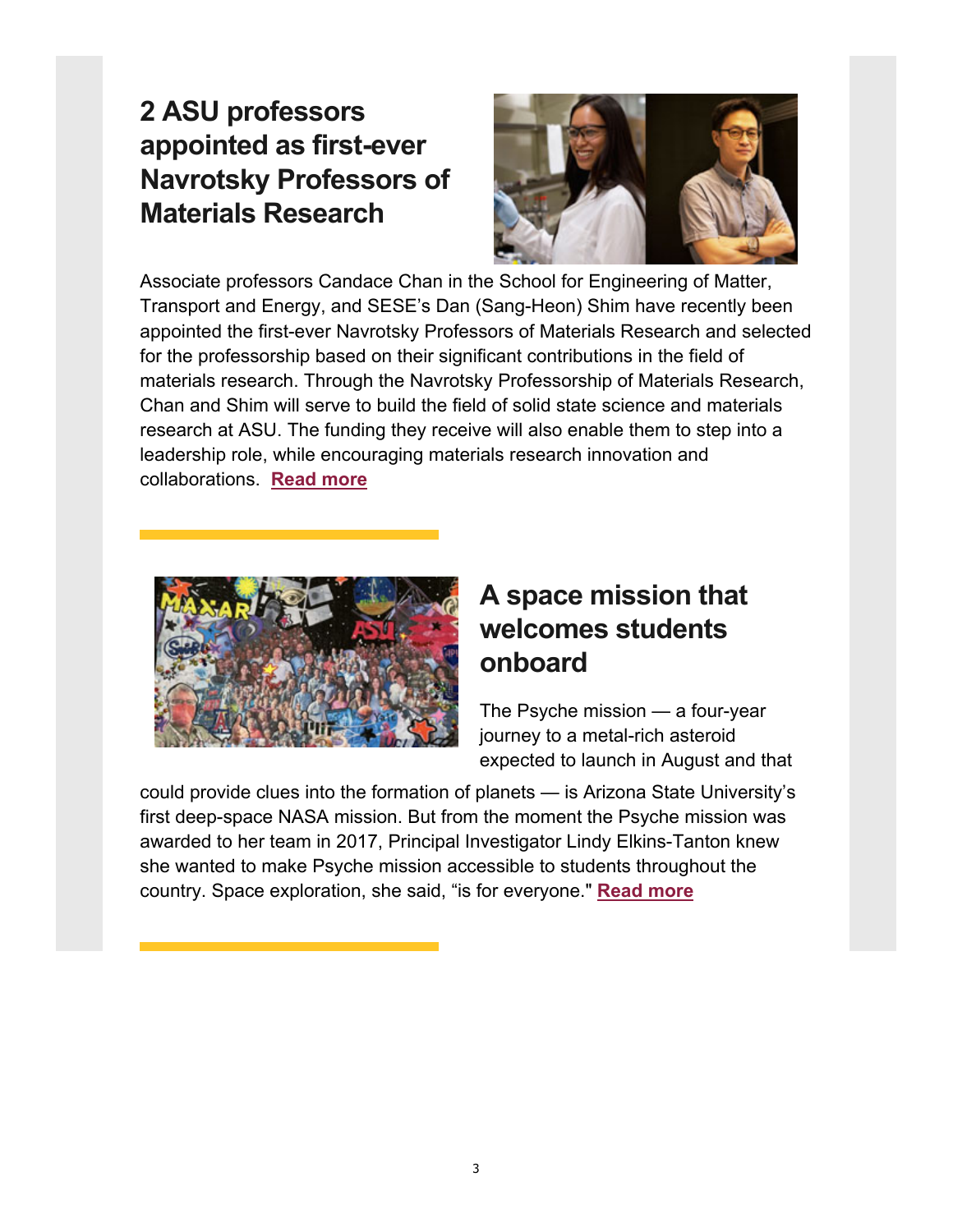## 2 ASU professors appointed as first-ever Navrotsky Professors of Materials Research

Associate professors Candace Chan in the School for Engineering of Matter, Transport and Energy, and SESE's Dan (Sang-Heon) Shim have recently been appointed the first-ever Navrotsky Professors of Materials Research and selected for the professorship based on their significant contributions in the field of materials research. Through the Navrotsky Professorship of Materials Research, Chan and Shim will serve to build the field of solid state science and materials research at ASU. The funding they receive will also enable them to step into a leadership role, while encouraging materials research innovation and collaborations. **Read more**

## A space mission that welcomes students onboard

The Psyche mission — a four-year journey to a metal-rich asteroid expected to launch in August and that could provide clues into the formation of planets — is Arizona State University's first deep-space NASA mission. But from the moment the Psyche mission was awarded to her team in 2017, Principal Investigator Lindy Elkins-Tanton knew she wanted to make Psyche mission accessible to students throughout the country. Space exploration, she said, "is for everyone." **Read more**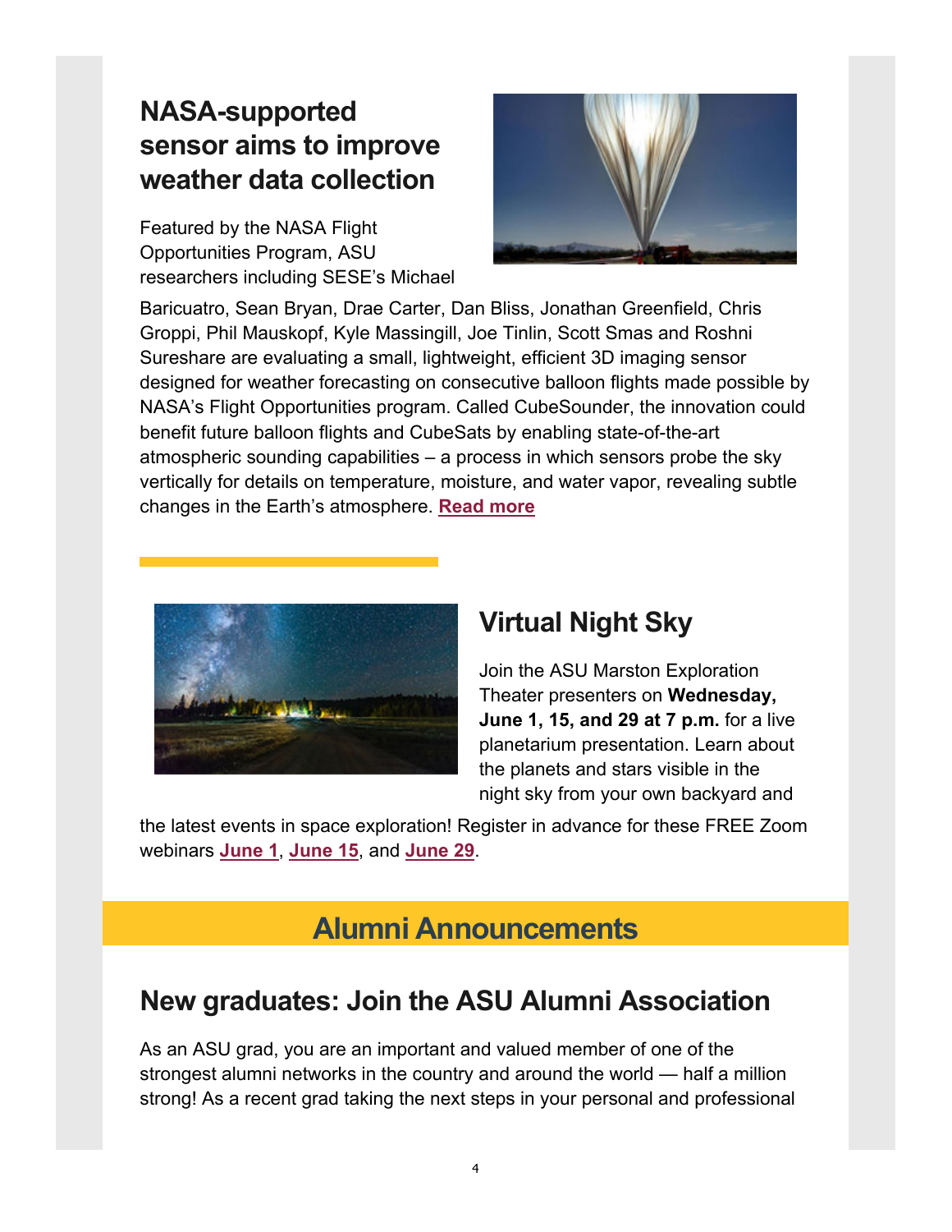## NASA-supported sensor aims to improve weather data collection

Featured by the NASA Flight Opportunities Program, ASU researchers including SESE's Michael Baricuatro, Sean Bryan, Drae Carter, Dan Bliss, Jonathan Greenfield, Chris Groppi, Phil Mauskopf, Kyle Massingill, Joe Tinlin, Scott Smas and Roshni Sureshare are evaluating a small, lightweight, efficient 3D imaging sensor designed for weather forecasting on consecutive balloon flights made possible by NASA's Flight Opportunities program. Called CubeSounder, the innovation could benefit future balloon flights and CubeSats by enabling state-of-the-art atmospheric sounding capabilities – a process in which sensors probe the sky vertically for details on temperature, moisture, and water vapor, revealing subtle changes in the Earth's atmosphere. **Read more**

## Virtual Night Sky

Join the ASU Marston Exploration Theater presenters on **Wednesday, June 1, 15, and 29 at 7 p.m.** for a live planetarium presentation. Learn about the planets and stars visible in the night sky from your own backyard and the latest events in space exploration! Register in advance for these FREE Zoom webinars **June 1**, **June 15**, and **June 29**.

# Alumni Announcements

## New graduates: Join the ASU Alumni Association

As an ASU grad, you are an important and valued member of one of the strongest alumni networks in the country and around the world — half a million strong! As a recent grad taking the next steps in your personal and professional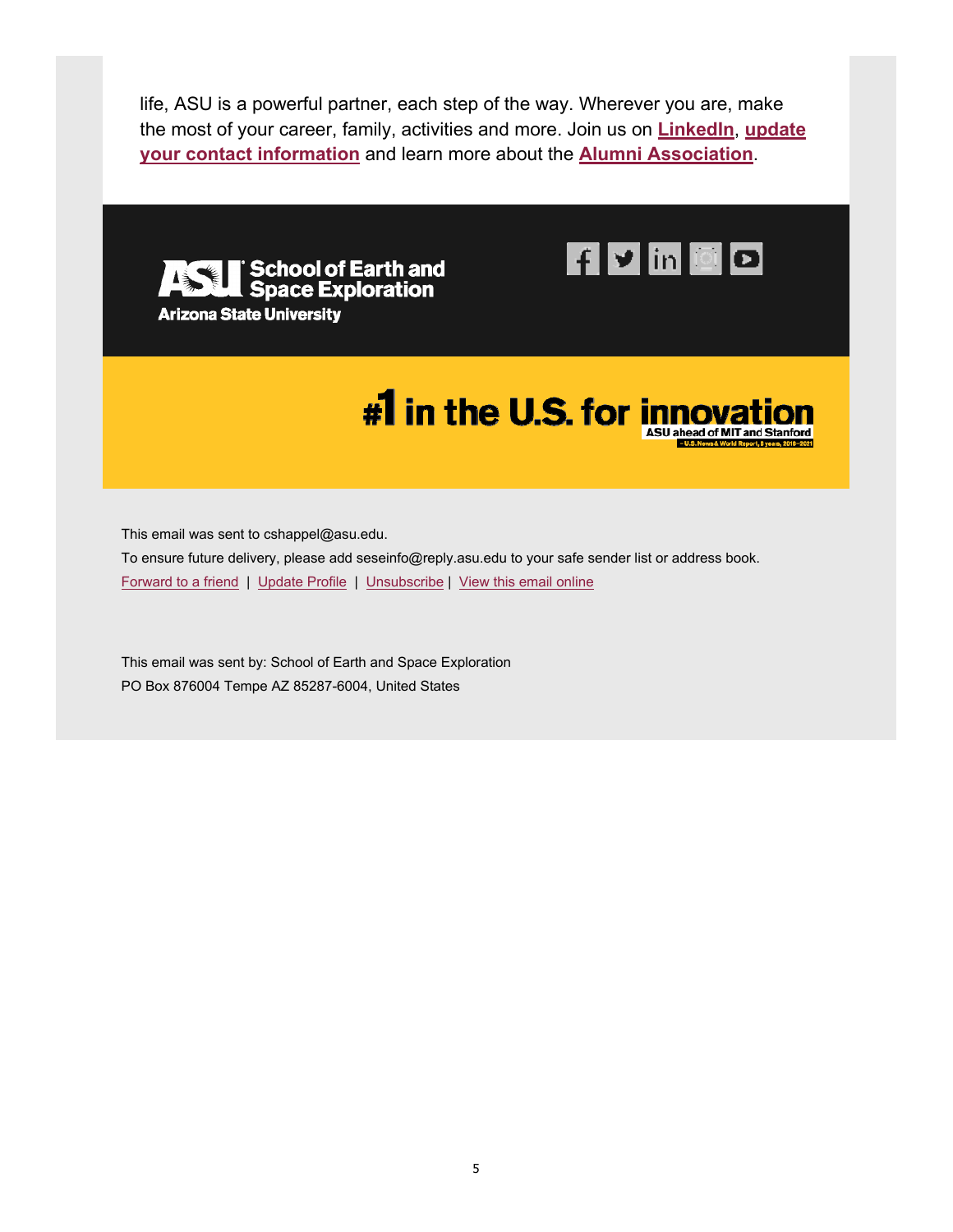life, ASU is a powerful partner, each step of the way. Wherever you are, make the most of your career, family, activities and more. Join us on **LinkedIn**, **update your contact information** and learn more about the **Alumni Association**.

ASU School of Earth and Space Exploration
Arizona State University

#1 in the U.S. for innovation
ASU ahead of MIT and Stanford
– U.S. News & World Report, 8 years, 2016–2021

This email was sent to cshappel@asu.edu.

To ensure future delivery, please add seseinfo@reply.asu.edu to your safe sender list or address book.

Forward to a friend | Update Profile | Unsubscribe | View this email online

This email was sent by: School of Earth and Space Exploration
PO Box 876004 Tempe AZ 85287-6004, United States